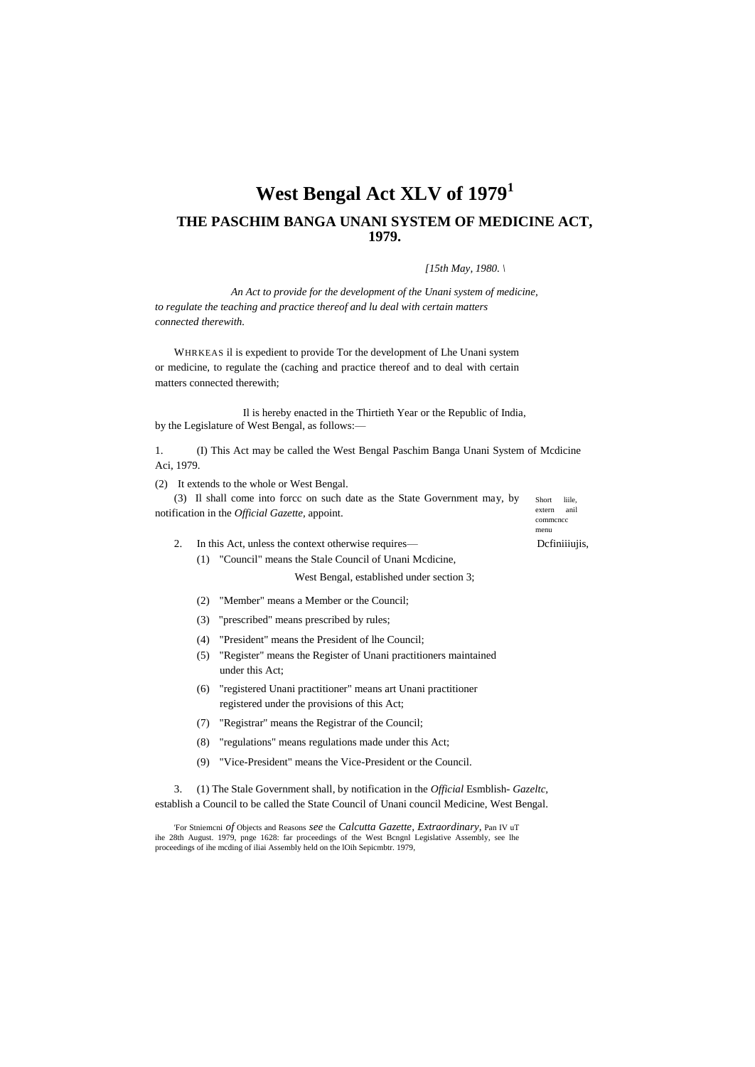# West Bengal Act XLV of 1979[1]

## THE PASCHIM BANGA UNANI SYSTEM OF MEDICINE ACT, 1979.

*[15th May, 1980. \*

*An Act to provide for the development of the Unani system of medicine, to regulate the teaching and practice thereof and lu deal with certain matters connected therewith.*

WHRKEAS il is expedient to provide Tor the development of Lhe Unani system or medicine, to regulate the (caching and practice thereof and to deal with certain matters connected therewith;

Il is hereby enacted in the Thirtieth Year or the Republic of India, by the Legislature of West Bengal, as follows:—

Short liile, extern anil commcncc menu

1. (I) This Act may be called the West Bengal Paschim Banga Unani System of Mcdicine Aci, 1979.

(2) It extends to the whole or West Bengal.

(3) Il shall come into forcc on such date as the State Government may, by notification in the *Official Gazette,* appoint.

Dcfiniiiujis,

2. In this Act, unless the context otherwise requires—

(1) "Council" means the Stale Council of Unani Mcdicine, West Bengal, established under section 3;

(2) "Member" means a Member or the Council;

(3) "prescribed" means prescribed by rules;

(4) "President" means the President of lhe Council;

(5) "Register" means the Register of Unani practitioners maintained under this Act;

(6) "registered Unani practitioner" means art Unani practitioner registered under the provisions of this Act;

(7) "Registrar" means the Registrar of the Council;

(8) "regulations" means regulations made under this Act;

(9) "Vice-President" means the Vice-President or the Council.

Esmblish- council

3. (1) The Stale Government shall, by notification in the *Official Gazeltc,* establish a Council to be called the State Council of Unani Medicine, West Bengal.

'For Stniemcni *of* Objects and Reasons *see* the *Calcutta Gazette, Extraordinary,* Pan IV uT ihe 28th August. 1979, pnge 1628: far proceedings of the West Bcngnl Legislative Assembly, see lhe proceedings of ihe mcding of iliai Assembly held on the lOih Sepicmbtr. 1979,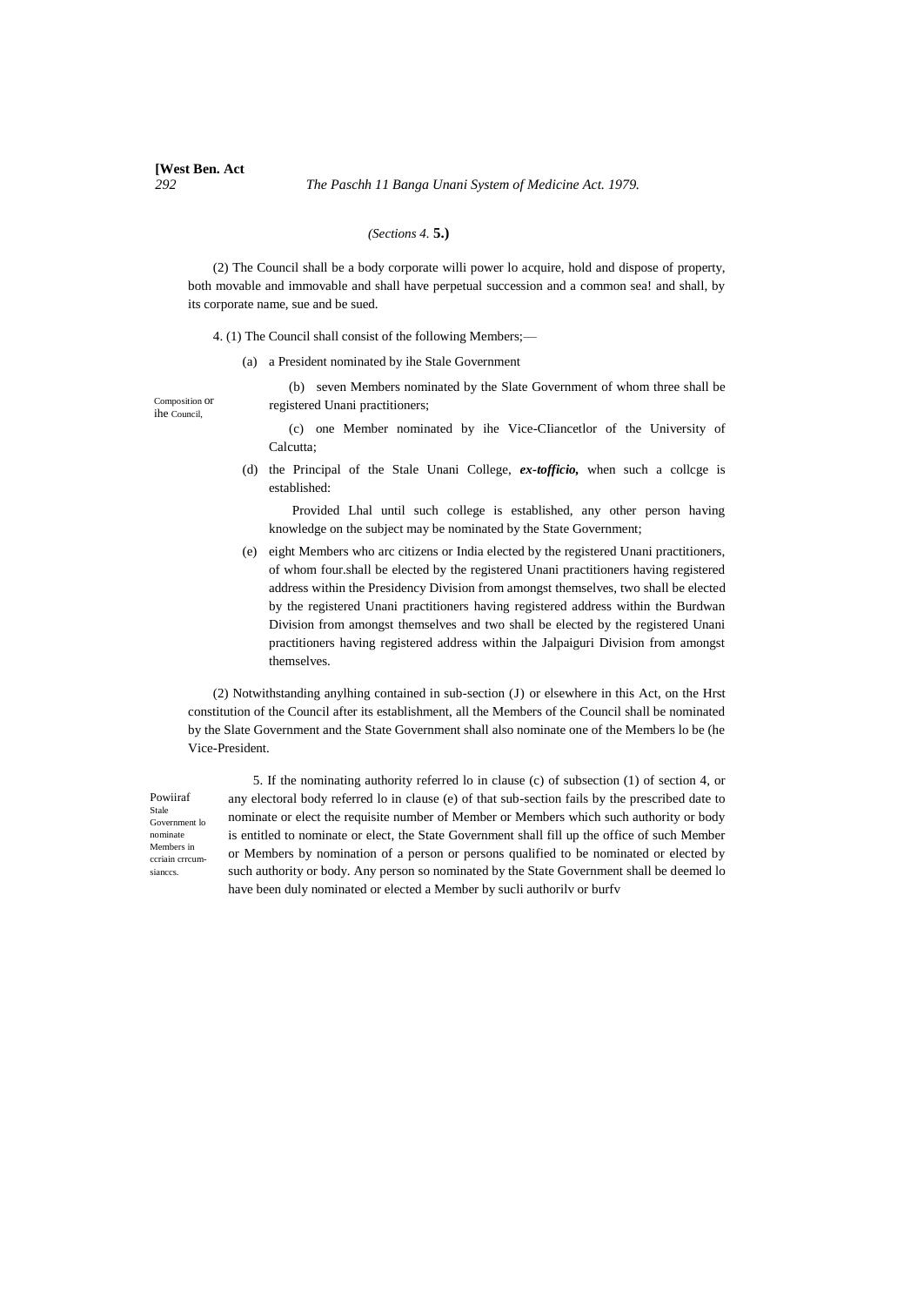(2) The Council shall be a body corporate willi power lo acquire, hold and dispose of property, both movable and immovable and shall have perpetual succession and a common sea! and shall, by its corporate name, sue and be sued.

Composition or ihe Council,

4. (1) The Council shall consist of the following Members;—

(a) a President nominated by ihe Stale Government

(b) seven Members nominated by the Slate Government of whom three shall be registered Unani practitioners;

(c) one Member nominated by ihe Vice-CIiancetlor of the University of Calcutta;

(d) the Principal of the Stale Unani College, ***ex-tofficio,*** when such a collcge is established:

Provided Lhal until such college is established, any other person having knowledge on the subject may be nominated by the State Government;

(e) eight Members who arc citizens or India elected by the registered Unani practitioners, of whom four.shall be elected by the registered Unani practitioners having registered address within the Presidency Division from amongst themselves, two shall be elected by the registered Unani practitioners having registered address within the Burdwan Division from amongst themselves and two shall be elected by the registered Unani practitioners having registered address within the Jalpaiguri Division from amongst themselves.

(2) Notwithstanding anylhing contained in sub-section (J) or elsewhere in this Act, on the Hrst constitution of the Council after its establishment, all the Members of the Council shall be nominated by the Slate Government and the State Government shall also nominate one of the Members lo be (he Vice-President.

Powiiraf Stale Government lo nominate Members in ccriain crrcum-sianccs.

5. If the nominating authority referred lo in clause (c) of subsection (1) of section 4, or any electoral body referred lo in clause (e) of that sub-section fails by the prescribed date to nominate or elect the requisite number of Member or Members which such authority or body is entitled to nominate or elect, the State Government shall fill up the office of such Member or Members by nomination of a person or persons qualified to be nominated or elected by such authority or body. Any person so nominated by the State Government shall be deemed lo have been duly nominated or elected a Member by sucli authorilv or burfv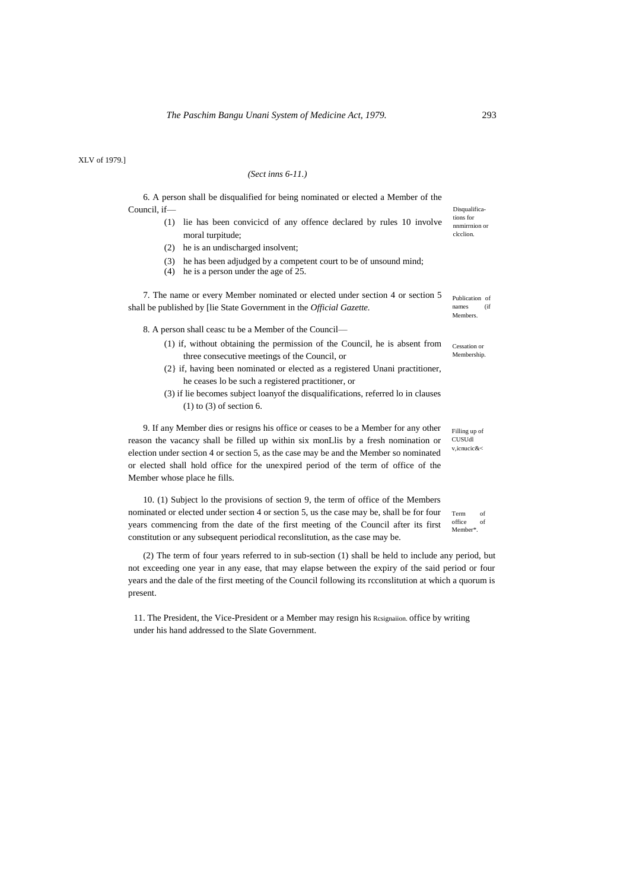XLV of 1979.]

*(Sect inns 6-11.)*

6. A person shall be disqualified for being nominated or elected a Member of the Council, if—

Disqualifications for nnmirrnion or clcclion.

(1) lie has been convicicd of any offence declared by rules 10 involve moral turpitude;

(2) he is an undischarged insolvent;

(3) he has been adjudged by a competent court to be of unsound mind;

(4) he is a person under the age of 25.

Publication of names (if Members.

7. The name or every Member nominated or elected under section 4 or section 5 shall be published by [lie State Government in the *Official Gazette.*

8. A person shall ceasc tu be a Member of the Council—

Cessation or Membership.

(1) if, without obtaining the permission of the Council, he is absent from three consecutive meetings of the Council, or

(2} if, having been nominated or elected as a registered Unani practitioner, he ceases lo be such a registered practitioner, or

(3) if lie becomes subject loanyof the disqualifications, referred lo in clauses (1) to (3) of section 6.

Filling up of CUSUdl v,icnucic&<

9. If any Member dies or resigns his office or ceases to be a Member for any other reason the vacancy shall be filled up within six monLlis by a fresh nomination or election under section 4 or section 5, as the case may be and the Member so nominated or elected shall hold office for the unexpired period of the term of office of the Member whose place he fills.

Term of office of Member*.

10. (1) Subject lo the provisions of section 9, the term of office of the Members nominated or elected under section 4 or section 5, us the case may be, shall be for four years commencing from the date of the first meeting of the Council after its first constitution or any subsequent periodical reconslitution, as the case may be.

(2) The term of four years referred to in sub-section (1) shall be held to include any period, but not exceeding one year in any ease, that may elapse between the expiry of the said period or four years and the dale of the first meeting of the Council following its rcconslitution at which a quorum is present.

Rcsignaiion.

11. The President, the Vice-President or a Member may resign his office by writing under his hand addressed to the Slate Government.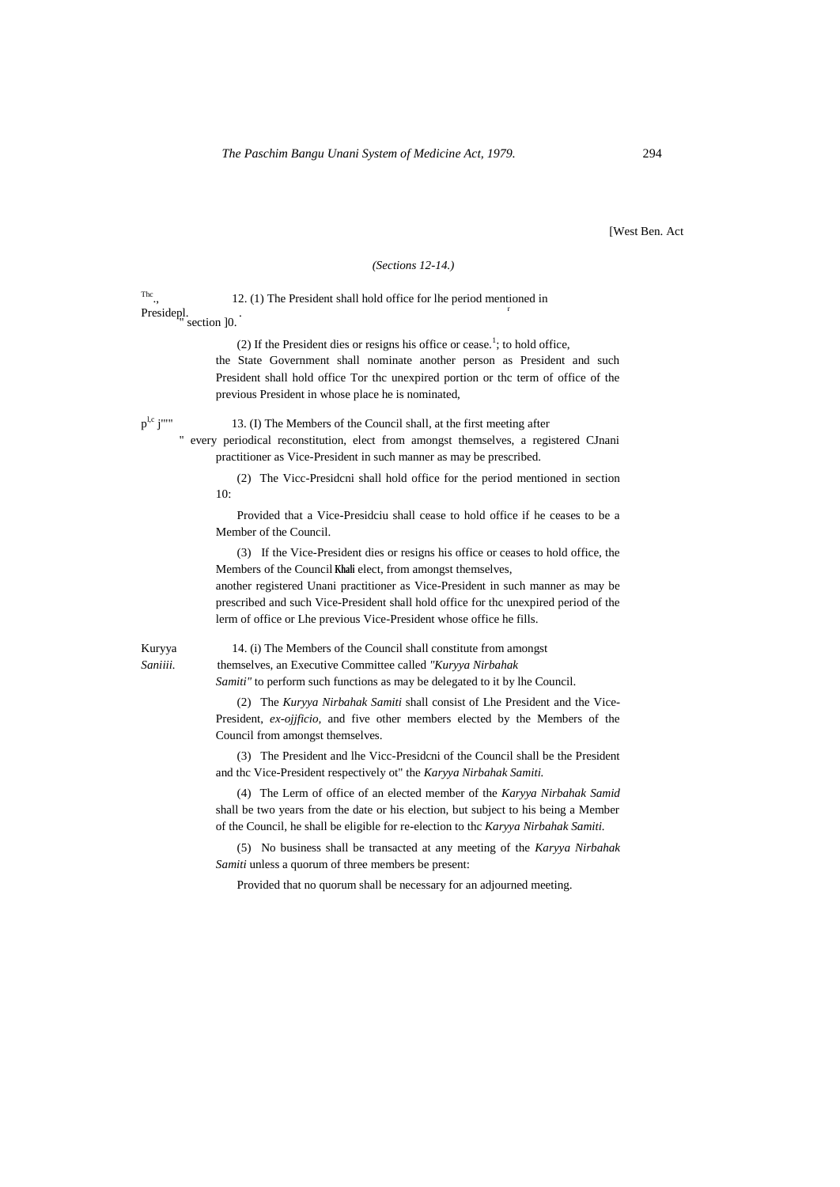[West Ben. Act

*(Sections 12-14.)*

The President.

12. (1) The President shall hold office for lhe period mentioned in section ]0.

(2) If the President dies or resigns his office or cease.[1]; to hold office, the State Government shall nominate another person as President and such President shall hold office Tor thc unexpired portion or thc term of office of the previous President in whose place he is nominated,

p[l,c] j''"'

13. (I) The Members of the Council shall, at the first meeting after every periodical reconstitution, elect from amongst themselves, a registered CJnani practitioner as Vice-President in such manner as may be prescribed.

(2) The Vicc-Presidcni shall hold office for the period mentioned in section 10:

Provided that a Vice-Presidciu shall cease to hold office if he ceases to be a Member of the Council.

(3) If the Vice-President dies or resigns his office or ceases to hold office, the Members of the Council **Khali** elect, from amongst themselves, another registered Unani practitioner as Vice-President in such manner as may be prescribed and such Vice-President shall hold office for thc unexpired period of the lerm of office or Lhe previous Vice-President whose office he fills.

Kuryya *Saniiii.*

14. (i) The Members of the Council shall constitute from amongst themselves, an Executive Committee called *"Kuryya Nirbahak Samiti"* to perform such functions as may be delegated to it by lhe Council.

(2) The *Kuryya Nirbahak Samiti* shall consist of Lhe President and the Vice-President, *ex-ojjficio,* and five other members elected by the Members of the Council from amongst themselves.

(3) The President and lhe Vicc-Presidcni of the Council shall be the President and thc Vice-President respectively ot" the *Karyya Nirbahak Samiti.*

(4) The Lerm of office of an elected member of the *Karyya Nirbahak Samid* shall be two years from the date or his election, but subject to his being a Member of the Council, he shall be eligible for re-election to thc *Karyya Nirbahak Samiti.*

(5) No business shall be transacted at any meeting of the *Karyya Nirbahak Samiti* unless a quorum of three members be present:

Provided that no quorum shall be necessary for an adjourned meeting.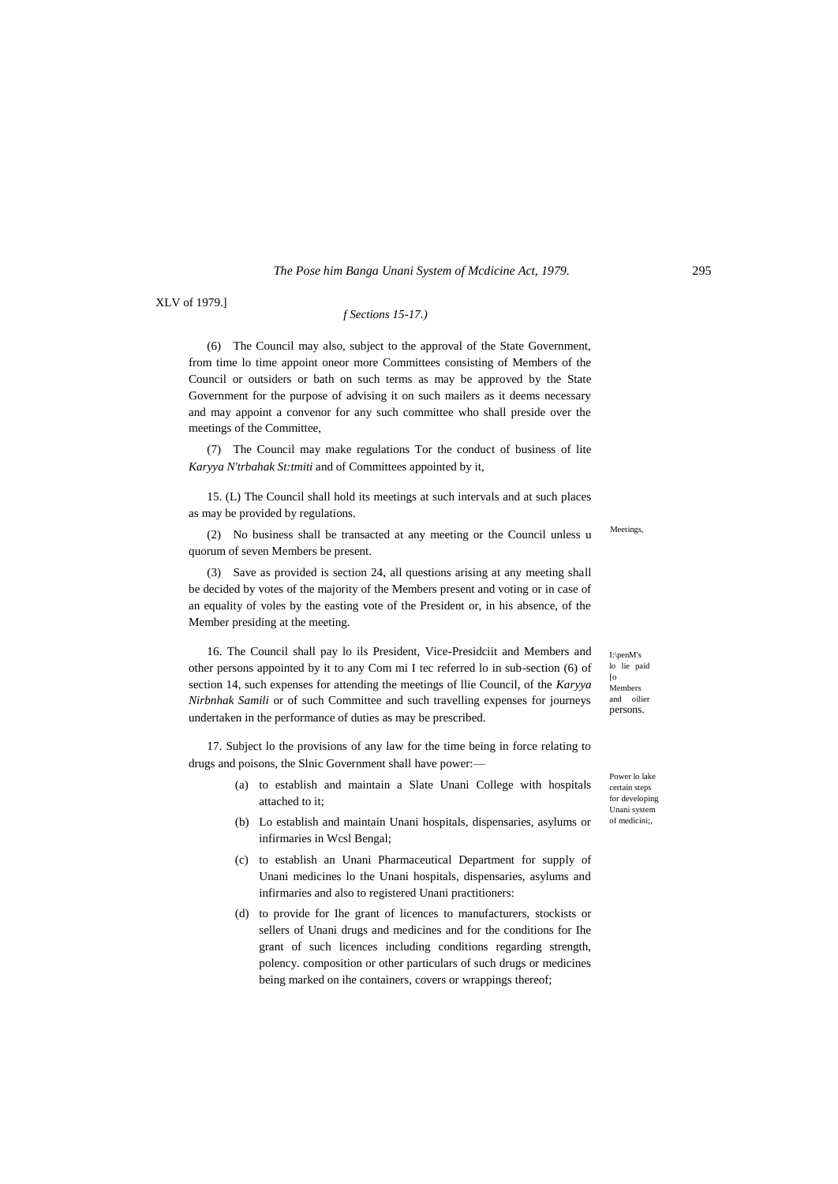XLV of 1979.]

*f Sections 15-17.)*

(6) The Council may also, subject to the approval of the State Government, from time lo time appoint oneor more Committees consisting of Members of the Council or outsiders or bath on such terms as may be approved by the State Government for the purpose of advising it on such mailers as it deems necessary and may appoint a convenor for any such committee who shall preside over the meetings of the Committee,

(7) The Council may make regulations Tor the conduct of business of lite *Karyya N'trbahak St:tmiti* and of Committees appointed by it,

Meetings,

15. (L) The Council shall hold its meetings at such intervals and at such places as may be provided by regulations.

(2) No business shall be transacted at any meeting or the Council unless u quorum of seven Members be present.

(3) Save as provided is section 24, all questions arising at any meeting shall be decided by votes of the majority of the Members present and voting or in case of an equality of voles by the easting vote of the President or, in his absence, of the Member presiding at the meeting.

I:\penM's lo lie paid [o Members and oilier persons.

16. The Council shall pay lo ils President, Vice-Presidciit and Members and other persons appointed by it to any Com mi I tec referred lo in sub-section (6) of section 14, such expenses for attending the meetings of llie Council, of the *Karyya Nirbnhak Samili* or of such Committee and such travelling expenses for journeys undertaken in the performance of duties as may be prescribed.

Power lo lake certain steps for developing Unani system of medicini;,

17. Subject lo the provisions of any law for the time being in force relating to drugs and poisons, the Slnic Government shall have power:—

(a) to establish and maintain a Slate Unani College with hospitals attached to it;

(b) Lo establish and maintain Unani hospitals, dispensaries, asylums or infirmaries in Wcsl Bengal;

(c) to establish an Unani Pharmaceutical Department for supply of Unani medicines lo the Unani hospitals, dispensaries, asylums and infirmaries and also to registered Unani practitioners:

(d) to provide for Ihe grant of licences to manufacturers, stockists or sellers of Unani drugs and medicines and for the conditions for Ihe grant of such licences including conditions regarding strength, polency. composition or other particulars of such drugs or medicines being marked on ihe containers, covers or wrappings thereof;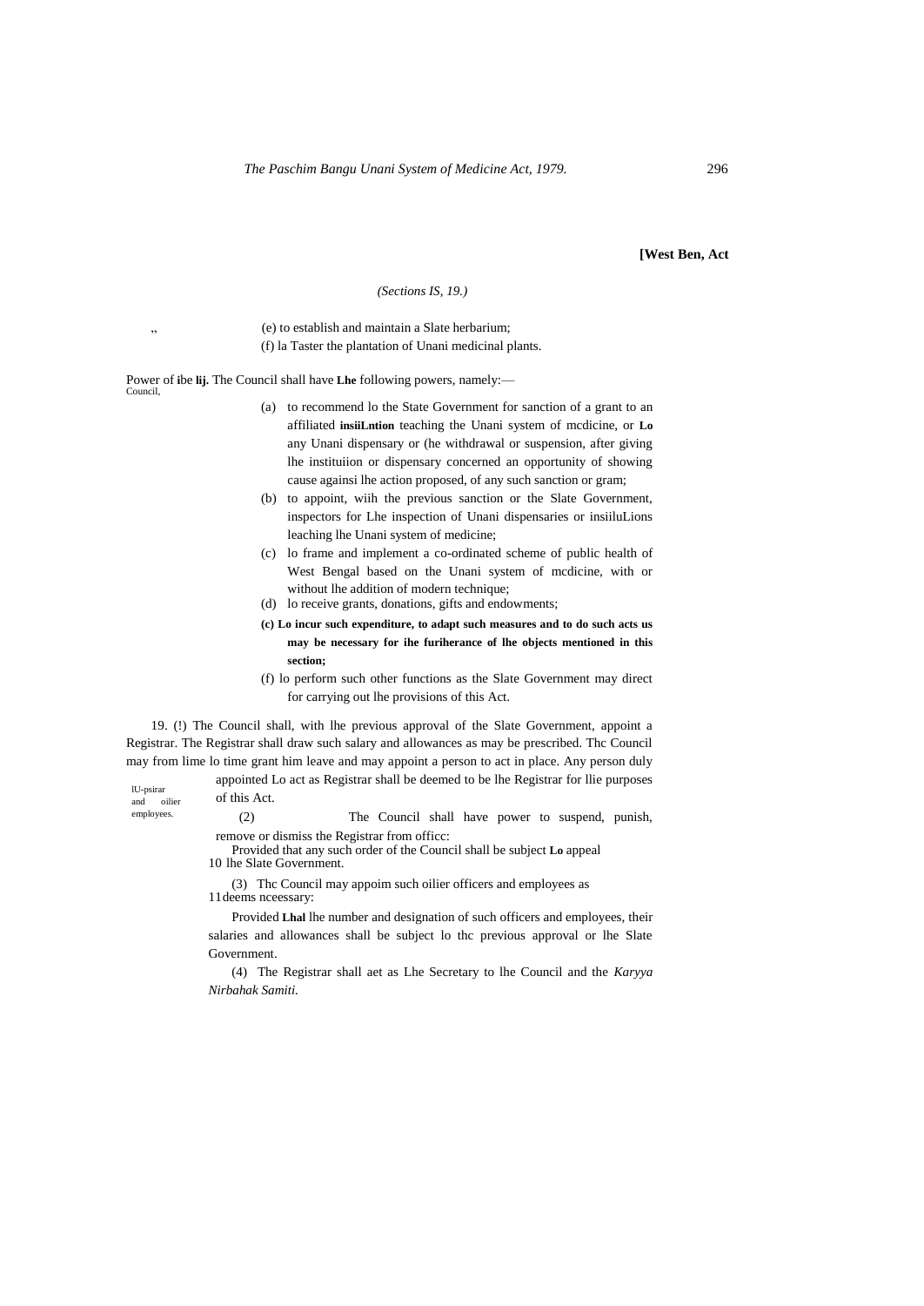[West Ben, Act

*(Sections IS, 19.)*

(e) to establish and maintain a Slate herbarium;

(f) la Taster the plantation of Unani medicinal plants.

Power of ibe lij. Council, The Council shall have Lhe following powers, namely:—

(a) to recommend lo the State Government for sanction of a grant to an affiliated insiiLntion teaching the Unani system of mcdicine, or Lo any Unani dispensary or (he withdrawal or suspension, after giving lhe instituiion or dispensary concerned an opportunity of showing cause againsi lhe action proposed, of any such sanction or gram;

(b) to appoint, wiih the previous sanction or the Slate Government, inspectors for Lhe inspection of Unani dispensaries or insiiluLions leaching lhe Unani system of medicine;

(c) lo frame and implement a co-ordinated scheme of public health of West Bengal based on the Unani system of mcdicine, with or without lhe addition of modern technique;

(d) lo receive grants, donations, gifts and endowments;

**(c) Lo incur such expenditure, to adapt such measures and to do such acts us may be necessary for ihe furiherance of lhe objects mentioned in this section;**

(f) lo perform such other functions as the Slate Government may direct for carrying out lhe provisions of this Act.

lU-psirar and oilier employees.

19. (!) The Council shall, with lhe previous approval of the Slate Government, appoint a Registrar. The Registrar shall draw such salary and allowances as may be prescribed. Thc Council may from lime lo time grant him leave and may appoint a person to act in place. Any person duly appointed Lo act as Registrar shall be deemed to be lhe Registrar for llie purposes of this Act.

(2) The Council shall have power to suspend, punish, remove or dismiss the Registrar from officc:

Provided that any such order of the Council shall be subject Lo appeal 10 lhe Slate Government.

(3) Thc Council may appoim such oilier officers and employees as 11 deems nceessary:

Provided Lhal lhe number and designation of such officers and employees, their salaries and allowances shall be subject lo thc previous approval or lhe Slate Government.

(4) The Registrar shall aet as Lhe Secretary to lhe Council and the *Karyya Nirbahak Samiti.*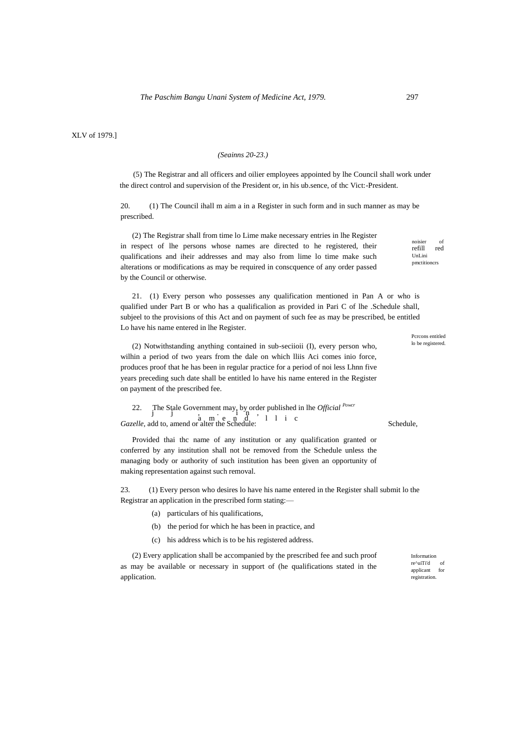XLV of 1979.]

*(Seainns 20-23.)*

(5) The Registrar and all officers and oilier employees appointed by lhe Council shall work under the direct control and supervision of the President or, in his ub.sence, of thc Vict:-President.

noisier of refill red UnLini pmctitioncrs

20. (1) The Council ihall m aim a in a Register in such form and in such manner as may be prescribed.

(2) The Registrar shall from time lo Lime make necessary entries in lhe Register in respect of lhe persons whose names are directed to he registered, their qualifications and iheir addresses and may also from lime lo time make such alterations or modifications as may be required in conscquence of any order passed by the Council or otherwise.

Pcrcons entitled lo be registered.

21. (1) Every person who possesses any qualification mentioned in Pan A or who is qualified under Part B or who has a qualificalion as provided in Pari C of lhe .Schedule shall, subjeel to the provisions of this Act and on payment of such fee as may be prescribed, be entitled Lo have his name entered in lhe Register.

(2) Notwithstanding anything contained in sub-seciioii (I), every person who, wilhin a period of two years from the dale on which lliis Aci comes inio force, produces proof that he has been in regular practice for a period of noi less Lhnn five years preceding such date shall be entitled lo have his name entered in the Register on payment of the prescribed fee.

Powcr to amend the Schedule.

22. The Stale Government may, by order published in lhe *Official Gazelle,* add to, amend or alter the Schedule:

Provided thai thc name of any institution or any qualification granted or conferred by any institution shall not be removed from the Schedule unless the managing body or authority of such institution has been given an opportunity of making representation against such removal.

Information re^uiTi'd of applicant for registration.

23. (1) Every person who desires lo have his name entered in the Register shall submit lo the Registrar an application in the prescribed form stating:—

(a) particulars of his qualifications,

(b) the period for which he has been in practice, and

(c) his address which is to be his registered address.

(2) Every application shall be accompanied by the prescribed fee and such proof as may be available or necessary in support of (he qualifications stated in the application.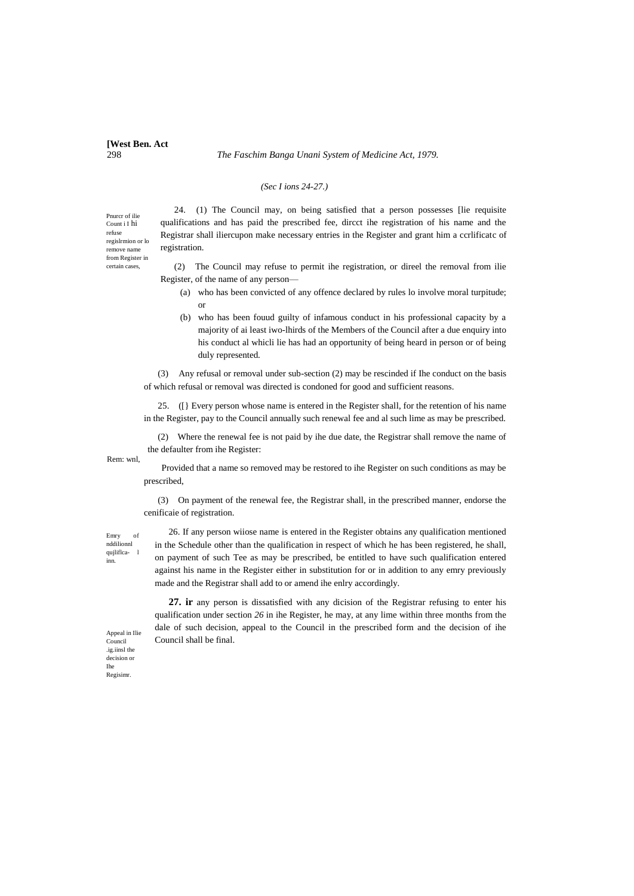*(Sec I ions 24-27.)*

Pnurcr of ilie Count i I hi refuse regislrmion or lo remove name from Register in certain cases,

24. (1) The Council may, on being satisfied that a person possesses [lie requisite qualifications and has paid the prescribed fee, dircct ihe registration of his name and the Registrar shall iliercupon make necessary entries in the Register and grant him a ccrlificatc of registration.

(2) The Council may refuse to permit ihe registration, or direel the removal from ilie Register, of the name of any person—

(a) who has been convicted of any offence declared by rules lo involve moral turpitude; or

(b) who has been fouud guilty of infamous conduct in his professional capacity by a majority of ai least iwo-lhirds of the Members of the Council after a due enquiry into his conduct al whicli lie has had an opportunity of being heard in person or of being duly represented.

(3) Any refusal or removal under sub-section (2) may be rescinded if Ihe conduct on the basis of which refusal or removal was directed is condoned for good and sufficient reasons.

Rem: wnl,

25. ([} Every person whose name is entered in the Register shall, for the retention of his name in the Register, pay to the Council annually such renewal fee and al such lime as may be prescribed.

(2) Where the renewal fee is not paid by ihe due date, the Registrar shall remove the name of the defaulter from ihe Register:

Provided that a name so removed may be restored to ihe Register on such conditions as may be prescribed,

(3) On payment of the renewal fee, the Registrar shall, in the prescribed manner, endorse the cenificaie of registration.

Emry of nddilionnl qujlifica- l inn.

26. If any person wiiose name is entered in the Register obtains any qualification mentioned in the Schedule other than the qualification in respect of which he has been registered, he shall, on payment of such Tee as may be prescribed, be entitled to have such qualification entered against his name in the Register either in substitution for or in addition to any emry previously made and the Registrar shall add to or amend ihe enlry accordingly.

Appeal in Ilie Council .ig.iinsl the decision or Ihe Regisimr.

**27. ir** any person is dissatisfied with any dicision of the Registrar refusing to enter his qualification under section *26* in ihe Register, he may, at any lime within three months from the dale of such decision, appeal to the Council in the prescribed form and the decision of ihe Council shall be final.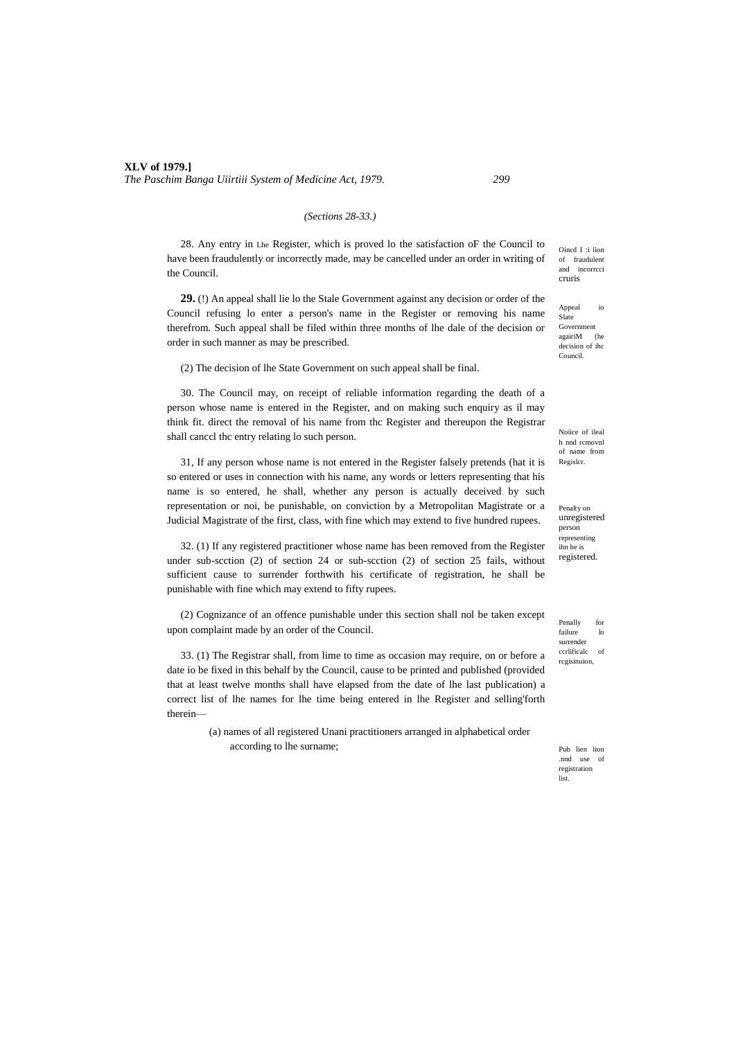*(Sections 28-33.)*

Oincd I :i lion of fraudulent and incorrcci cruris

28. Any entry in Lhe Register, which is proved lo the satisfaction oF the Council to have been fraudulently or incorrectly made, may be cancelled under an order in writing of the Council.

Appeal io Slate Government agairiM (he decision of ihc Council.

**29.** (!) An appeal shall lie lo the Stale Government against any decision or order of the Council refusing lo enter a person's name in the Register or removing his name therefrom. Such appeal shall be filed within three months of lhe dale of the decision or order in such manner as may be prescribed.

(2) The decision of lhe State Government on such appeal shall be final.

Noiice of ileal h nnd rcmovnl of name from Regislcr.

30. The Council may, on receipt of reliable information regarding the death of a person whose name is entered in the Register, and on making such enquiry as il may think fit. direct the removal of his name from thc Register and thereupon the Registrar shall canccl thc entry relating lo such person.

Penalty on unregistered person representing ihn he is registered.

31, If any person whose name is not entered in the Register falsely pretends (hat it is so entered or uses in connection with his name, any words or letters representing that his name is so entered, he shall, whether any person is actually deceived by such representation or noi, be punishable, on conviction by a Metropolitan Magistrate or a Judicial Magistrate of the first, class, with fine which may extend to five hundred rupees.

Penally for failure lo surrender ccrlificalc of rcgisinuion,

32. (1) If any registered practitioner whose name has been removed from the Register under sub-scction (2) of section 24 or sub-scction (2) of section 25 fails, without sufficient cause to surrender forthwith his certificate of registration, he shall be punishable with fine which may extend to fifty rupees.

(2) Cognizance of an offence punishable under this section shall nol be taken except upon complaint made by an order of the Council.

Pub lien lion .nnd use of registration list.

33. (1) The Registrar shall, from lime to time as occasion may require, on or before a date io be fixed in this behalf by the Council, cause to be printed and published (provided that at least twelve months shall have elapsed from the date of lhe last publication) a correct list of lhe names for lhe time being entered in lhe Register and selling'forth therein—

(a) names of all registered Unani practitioners arranged in alphabetical order according to lhe surname;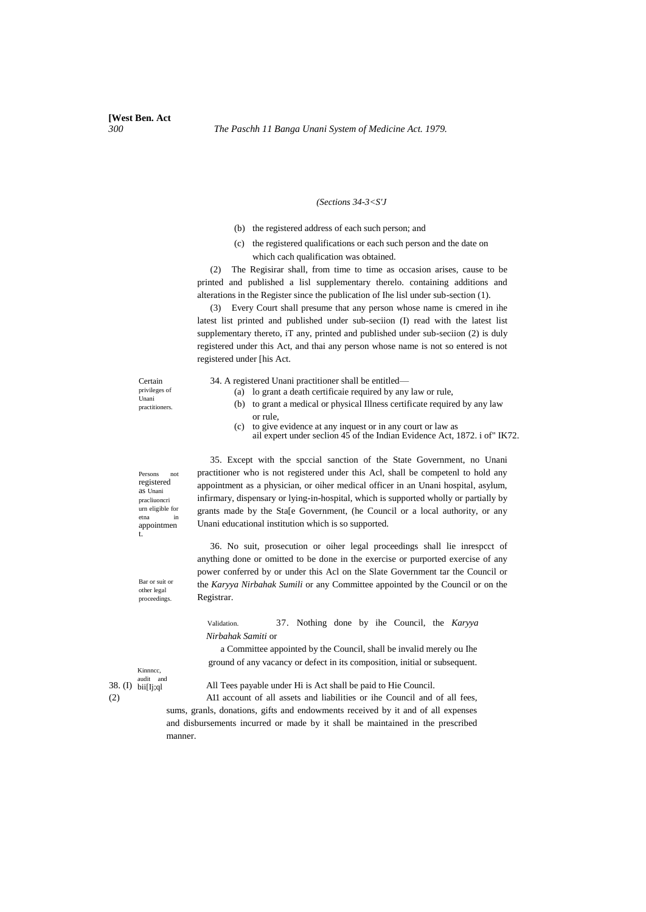*(Sections 34-3<S'J*

(b) the registered address of each such person; and

(c) the registered qualifications or each such person and the date on which cach qualification was obtained.

(2) The Regisirar shall, from time to time as occasion arises, cause to be printed and published a lisl supplementary therelo. containing additions and alterations in the Register since the publication of Ihe lisl under sub-section (1).

(3) Every Court shall presume that any person whose name is cmered in ihe latest list printed and published under sub-seciion (I) read with the latest list supplementary thereto, iT any, printed and published under sub-seciion (2) is duly registered under this Act, and thai any person whose name is not so entered is not registered under [his Act.

Certain privileges of Unani practitioners.

34. A registered Unani practitioner shall be entitled—

(a) lo grant a death certificaie required by any law or rule,

(b) to grant a medical or physical Illness certificate required by any law or rule,

(c) to give evidence at any inquest or in any court or law as ail expert under seclion 45 of the Indian Evidence Act, 1872. i of" IK72.

Persons not registered as Unani pracliuoncri urn eligible for etna in appointment.

35. Except with the spccial sanction of the State Government, no Unani practitioner who is not registered under this Acl, shall be competenl to hold any appointment as a physician, or oiher medical officer in an Unani hospital, asylum, infirmary, dispensary or lying-in-hospital, which is supported wholly or partially by grants made by the Sta[e Government, (he Council or a local authority, or any Unani educational institution which is so supported.

Bar or suit or other legal proceedings.

36. No suit, prosecution or oiher legal proceedings shall lie inrespcct of anything done or omitted to be done in the exercise or purported exercise of any power conferred by or under this Acl on the Slate Government tar the Council or the *Karyya Nirbahak Sumili* or any Committee appointed by the Council or on the Registrar.

Validation.

37. Nothing done by ihe Council, the *Karyya Nirbahak Samiti* or a Committee appointed by the Council, shall be invalid merely ou Ihe ground of any vacancy or defect in its composition, initial or subsequent.

Kinnncc, audit and bii[Ij;ql

38. (I) All Tees payable under Hi is Act shall be paid to Hie Council.

(2) A1l account of all assets and liabilities or ihe Council and of all fees, sums, granls, donations, gifts and endowments received by it and of all expenses and disbursements incurred or made by it shall be maintained in the prescribed manner.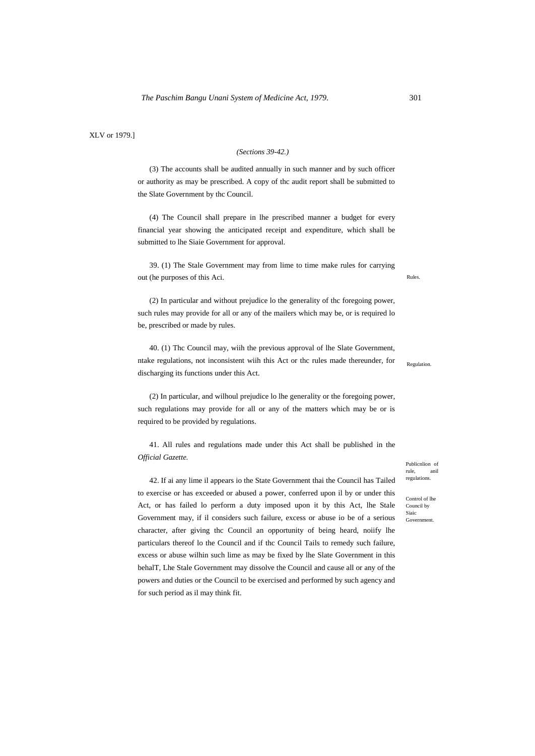XLV or 1979.]

*(Sections 39-42.)*

(3) The accounts shall be audited annually in such manner and by such officer or authority as may be prescribed. A copy of thc audit report shall be submitted to the Slate Government by thc Council.

(4) The Council shall prepare in lhe prescribed manner a budget for every financial year showing the anticipated receipt and expenditure, which shall be submitted to lhe Siaie Government for approval.

Rules.

39. (1) The Stale Government may from lime to time make rules for carrying out (he purposes of this Aci.

(2) In particular and without prejudice lo the generality of thc foregoing power, such rules may provide for all or any of the mailers which may be, or is required lo be, prescribed or made by rules.

Regulation.

40. (1) Thc Council may, wiih the previous approval of lhe Slate Government, ntake regulations, not inconsistent wiih this Act or thc rules made thereunder, for discharging its functions under this Act.

(2) In particular, and wilhoul prejudice lo lhe generality or the foregoing power, such regulations may provide for all or any of the matters which may be or is required to be provided by regulations.

Publicnlion of rule, anil regulations.

41. All rules and regulations made under this Act shall be published in the *Official Gazette.*

Control of lhe Council by Siaic Government.

42. If ai any lime il appears io the State Government thai the Council has Tailed to exercise or has exceeded or abused a power, conferred upon il by or under this Act, or has failed lo perform a duty imposed upon it by this Act, lhe Stale Government may, if il considers such failure, excess or abuse io be of a serious character, after giving thc Council an opportunity of being heard, noiify lhe particulars thereof lo the Council and if thc Council Tails to remedy such failure, excess or abuse wilhin such lime as may be fixed by lhe Slate Government in this behalT, Lhe Stale Government may dissolve the Council and cause all or any of the powers and duties or the Council to be exercised and performed by such agency and for such period as il may think fit.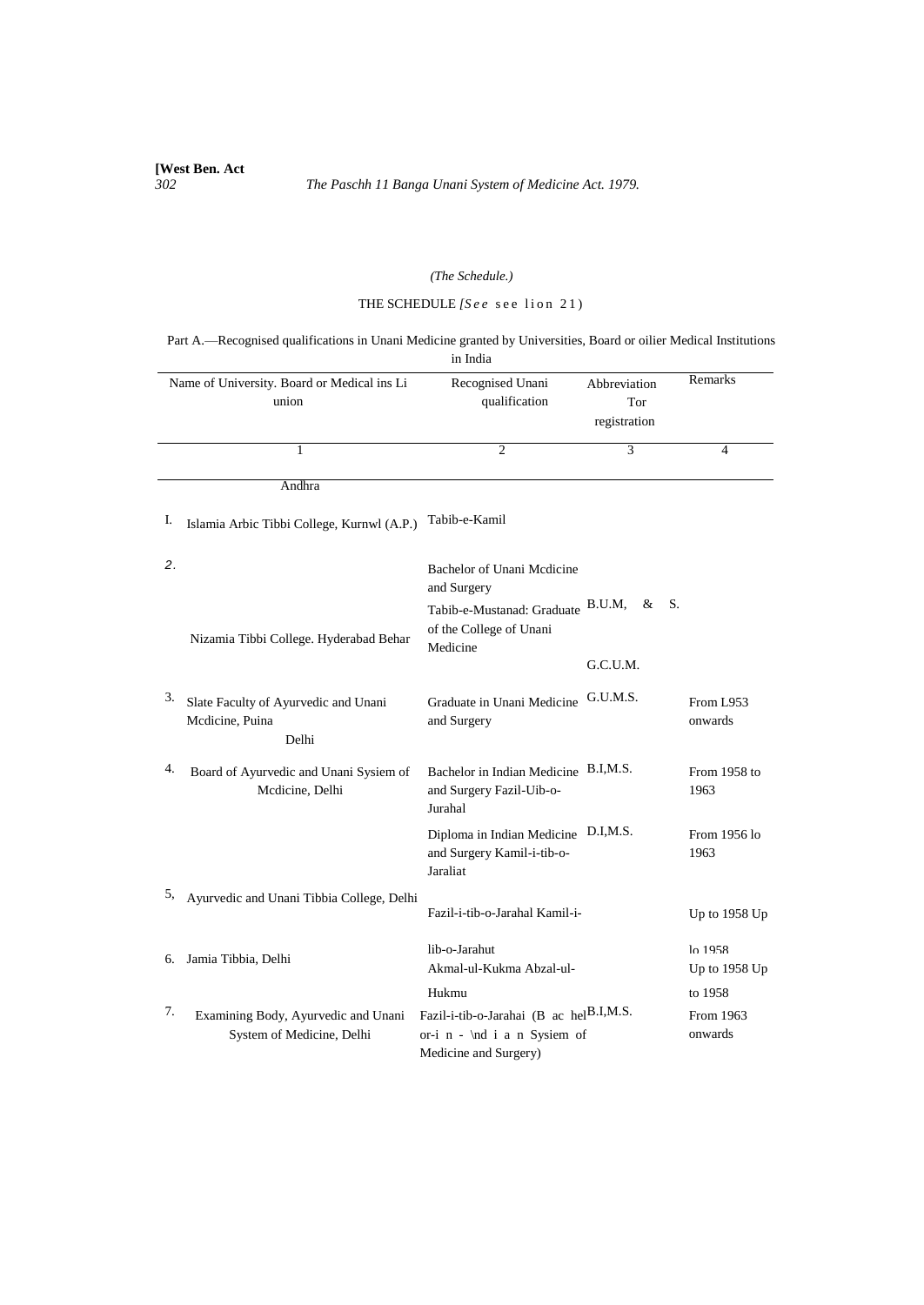(The Schedule.)

THE SCHEDULE [*See* see lion 21)

Part A.—Recognised qualifications in Unani Medicine granted by Universities, Board or oilier Medical Institutions in India

| | Name of University. Board or Medical ins Li union | Recognised Unani qualification | Abbreviation Tor registration | Remarks |
|---|---|---|---|---|
| | 1 | 2 | 3 | 4 |
| | Andhra | | | |
| I. | Islamia Arbic Tibbi College, Kurnwl (A.P.) | Tabib-e-Kamil | | |
| 2. | Nizamia Tibbi College. Hyderabad Behar | Bachelor of Unani Mcdicine and Surgery | B.U.M, & S. | |
| | | Tabib-e-Mustanad: Graduate of the College of Unani Medicine | G.C.U.M. | |
| 3. | Slate Faculty of Ayurvedic and Unani Mcdicine, Puina | Graduate in Unani Medicine and Surgery | G.U.M.S. | From L953 onwards |
| | Delhi | | | |
| 4. | Board of Ayurvedic and Unani Sysiem of Mcdicine, Delhi | Bachelor in Indian Medicine and Surgery Fazil-Uib-o-Jurahal | B.I,M.S. | From 1958 to 1963 |
| | | Diploma in Indian Medicine and Surgery Kamil-i-tib-o-Jaraliat | D.I,M.S. | From 1956 lo 1963 |
| 5, | Ayurvedic and Unani Tibbia College, Delhi | Fazil-i-tib-o-Jarahal Kamil-i-lib-o-Jarahut | | Up to 1958 Up lo 1958 |
| 6. | Jamia Tibbia, Delhi | Akmal-ul-Kukma Abzal-ul-Hukmu | | Up to 1958 Up to 1958 |
| 7. | Examining Body, Ayurvedic and Unani System of Medicine, Delhi | Fazil-i-tib-o-Jarahai (B ac hel or-i n - \nd i a n Sysiem of Medicine and Surgery) | B.I,M.S. | From 1963 onwards |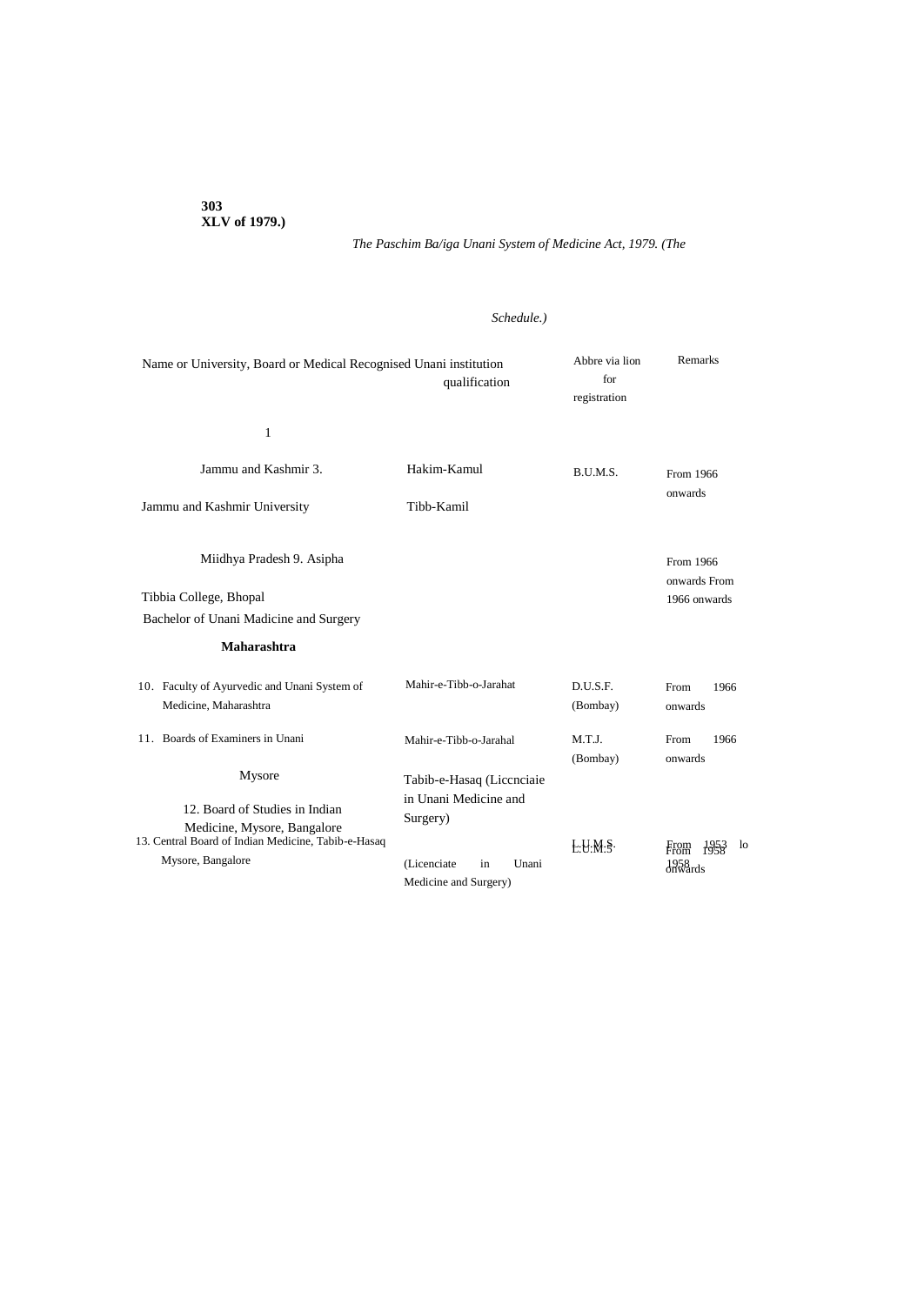*The Paschim Ba/iga Unani System of Medicine Act, 1979. (The*

*Schedule.)*

| Name or University, Board or Medical Recognised Unani institution | qualification | Abbre via lion for registration | Remarks |
|---|---|---|---|
| 1 | | | |
| Jammu and Kashmir 3. Jammu and Kashmir University | Hakim-Kamul Tibb-Kamil | B.U.M.S. | From 1966 onwards |
| Miidhya Pradesh 9. Asipha Tibbia College, Bhopal Bachelor of Unani Madicine and Surgery | | | From 1966 onwards From 1966 onwards |
| **Maharashtra** | | | |
| 10. Faculty of Ayurvedic and Unani System of Medicine, Maharashtra | Mahir-e-Tibb-o-Jarahat | D.U.S.F. (Bombay) | From 1966 onwards |
| 11. Boards of Examiners in Unani | Mahir-e-Tibb-o-Jarahal | M.T.J. (Bombay) | From 1966 onwards |
| Mysore 12. Board of Studies in Indian Medicine, Mysore, Bangalore | Tabib-e-Hasaq (Liccnciaie in Unani Medicine and Surgery) | L.U.M.S. | From 1953 lo 1958 |
| 13. Central Board of Indian Medicine, Tabib-e-Hasaq Mysore, Bangalore | (Licenciate in Unani Medicine and Surgery) | L.U.M.S | From 1958 onwards |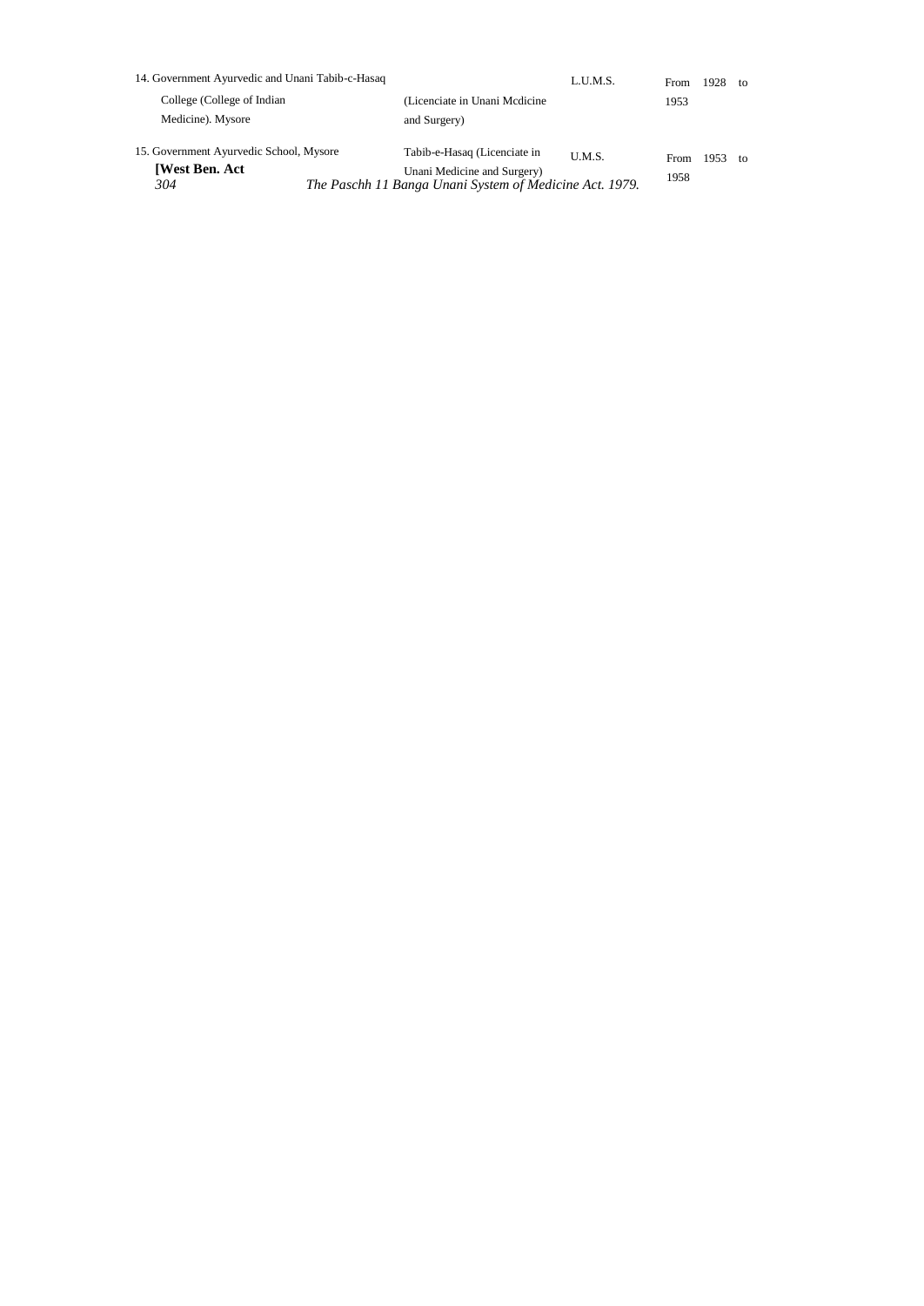| | | | |
|---|---|---|---|
| 14. Government Ayurvedic and Unani Tabib-c-Hasaq College (College of Indian Medicine). Mysore | (Licenciate in Unani Mcdicine and Surgery) | L.U.M.S. | From 1928 to 1953 |
| 15. Government Ayurvedic School, Mysore | Tabib-e-Hasaq (Licenciate in Unani Medicine and Surgery) | U.M.S. | From 1953 to 1958 |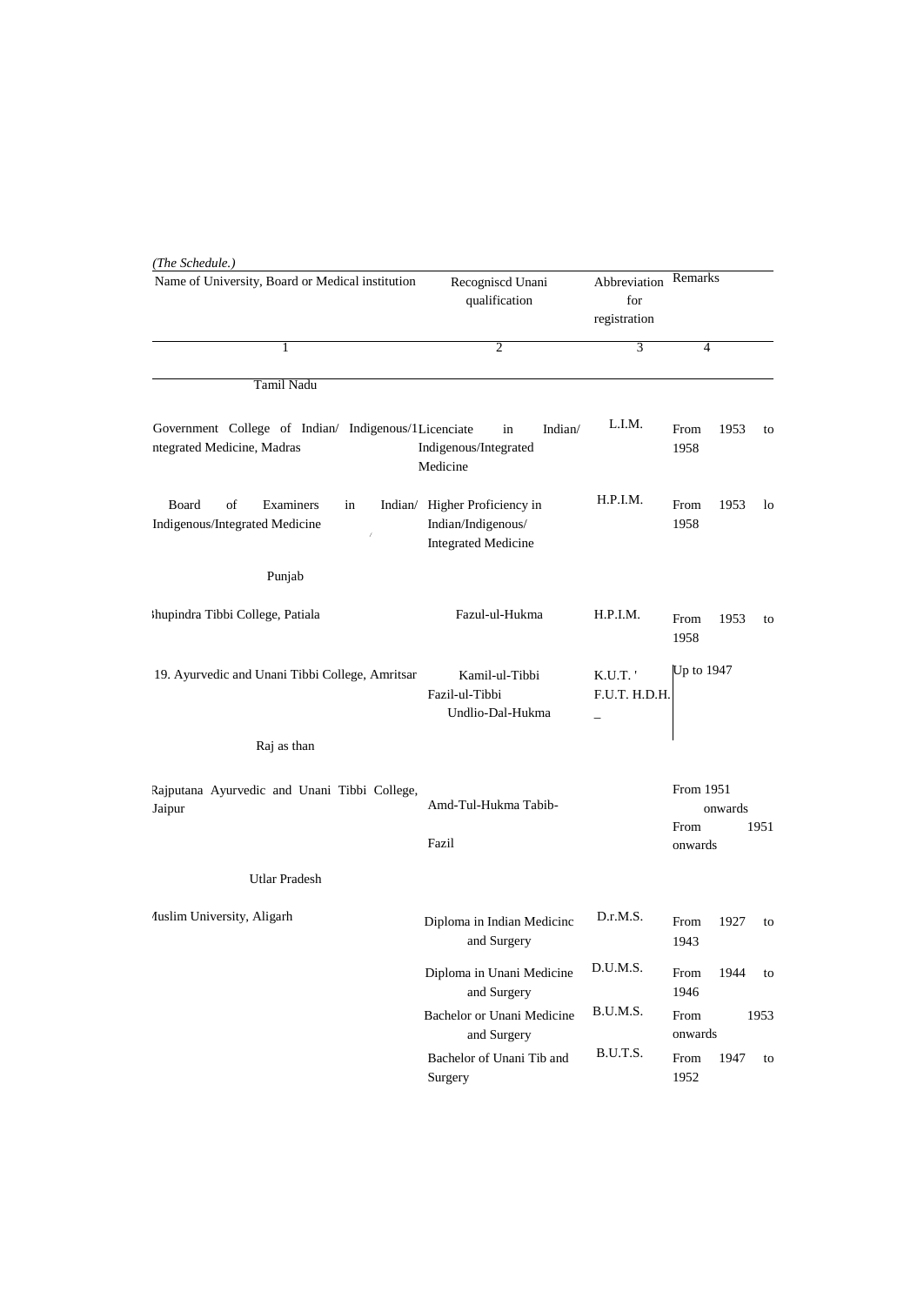*(The Schedule.)*

| Name of University, Board or Medical institution | Recognisced Unani qualification | Abbreviation for registration | Remarks |
|---|---|---|---|
| 1 | 2 | 3 | 4 |
| Tamil Nadu | | | |
| Government College of Indian/ Indigenous/1ntegrated Medicine, Madras | Licenciate in Indian/ Indigenous/Integrated Medicine | L.I.M. | From 1953 to 1958 |
| Board of Examiners in Indian/ Indigenous/Integrated Medicine | Higher Proficiency in Indian/Indigenous/ Integrated Medicine | H.P.I.M. | From 1953 lo 1958 |
| Punjab | | | |
| Bhupindra Tibbi College, Patiala | Fazul-ul-Hukma | H.P.I.M. | From 1953 to 1958 |
| 19. Ayurvedic and Unani Tibbi College, Amritsar | Kamil-ul-Tibbi<br>Fazil-ul-Tibbi<br>Undlio-Dal-Hukma | K.U.T. '<br>F.U.T. H.D.H.<br>_ | Up to 1947 |
| Raj as than | | | |
| Rajputana Ayurvedic and Unani Tibbi College, Jaipur | Amd-Tul-Hukma Tabib-<br>Fazil | | From 1951 onwards<br>From 1951 onwards |
| Utlar Pradesh | | | |
| Muslim University, Aligarh | Diploma in Indian Medicinc and Surgery | D.r.M.S. | From 1927 to 1943 |
| | Diploma in Unani Medicine and Surgery | D.U.M.S. | From 1944 to 1946 |
| | Bachelor or Unani Medicine and Surgery | B.U.M.S. | From 1953 onwards |
| | Bachelor of Unani Tib and Surgery | B.U.T.S. | From 1947 to 1952 |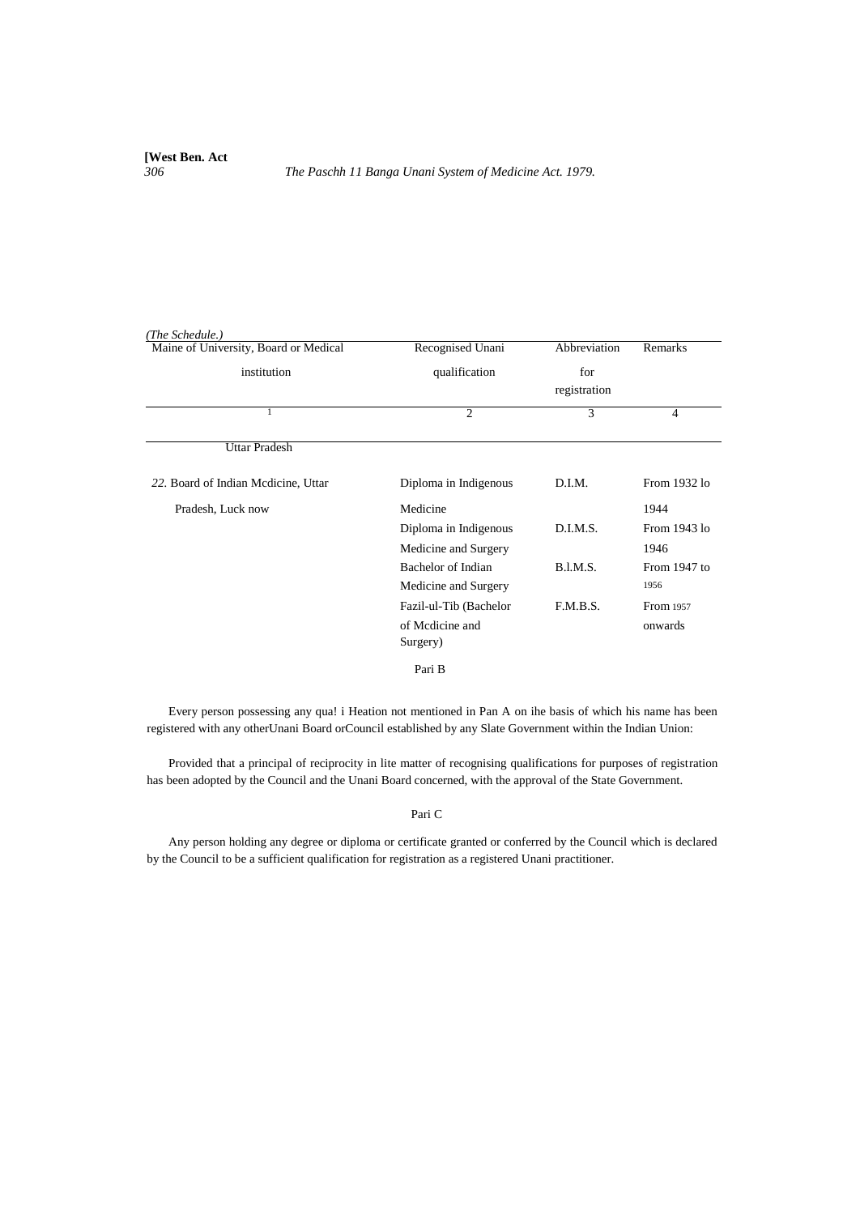(The Schedule.)

| Maine of University, Board or Medical institution | Recognised Unani qualification | Abbreviation for registration | Remarks |
|---|---|---|---|
| 1 | 2 | 3 | 4 |
| Uttar Pradesh | | | |
| 22. Board of Indian Mcdicine, Uttar Pradesh, Luck now | Diploma in Indigenous Medicine | D.I.M. | From 1932 lo 1944 |
| | Diploma in Indigenous Medicine and Surgery | D.I.M.S. | From 1943 lo 1946 |
| | Bachelor of Indian Medicine and Surgery | B.l.M.S. | From 1947 to 1956 |
| | Fazil-ul-Tib (Bachelor of Mcdicine and Surgery) | F.M.B.S. | From 1957 onwards |

Pari B

Every person possessing any qua! i Heation not mentioned in Pan A on ihe basis of which his name has been registered with any otherUnani Board orCouncil established by any Slate Government within the Indian Union:

Provided that a principal of reciprocity in lite matter of recognising qualifications for purposes of registration has been adopted by the Council and the Unani Board concerned, with the approval of the State Government.

Pari C

Any person holding any degree or diploma or certificate granted or conferred by the Council which is declared by the Council to be a sufficient qualification for registration as a registered Unani practitioner.